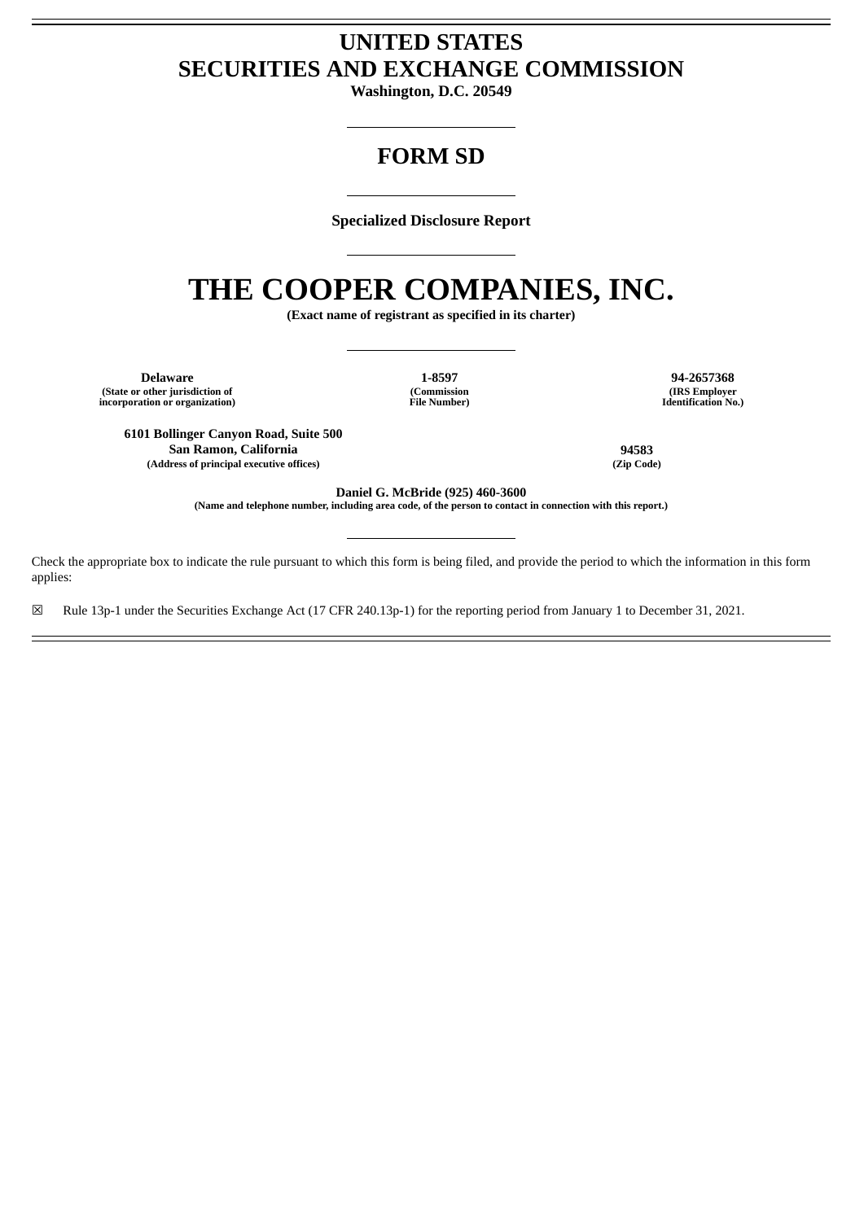# UNITED STATES
# SECURITIES AND EXCHANGE COMMISSION

**Washington, D.C. 20549**

---

## FORM SD

---

**Specialized Disclosure Report**

---

# THE COOPER COMPANIES, INC.

**(Exact name of registrant as specified in its charter)**

---

| **Delaware** | **1-8597** | **94-2657368** |
|---|---|---|
| **(State or other jurisdiction of incorporation or organization)** | **(Commission File Number)** | **(IRS Employer Identification No.)** |

| **6101 Bollinger Canyon Road, Suite 500**<br>**San Ramon, California** | **94583** |
|---|---|
| **(Address of principal executive offices)** | **(Zip Code)** |

**Daniel G. McBride (925) 460-3600**
**(Name and telephone number, including area code, of the person to contact in connection with this report.)**

---

Check the appropriate box to indicate the rule pursuant to which this form is being filed, and provide the period to which the information in this form applies:

☒ Rule 13p-1 under the Securities Exchange Act (17 CFR 240.13p-1) for the reporting period from January 1 to December 31, 2021.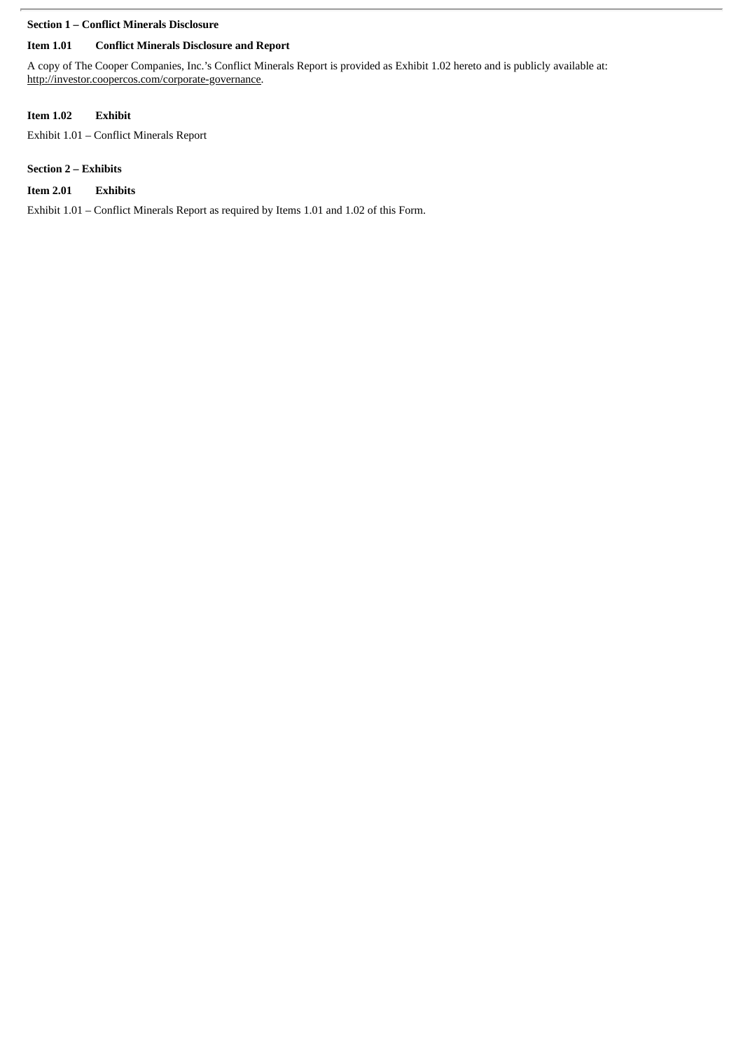**Section 1 – Conflict Minerals Disclosure**

**Item 1.01 Conflict Minerals Disclosure and Report**

A copy of The Cooper Companies, Inc.'s Conflict Minerals Report is provided as Exhibit 1.02 hereto and is publicly available at: http://investor.coopercos.com/corporate-governance.

**Item 1.02 Exhibit**

Exhibit 1.01 – Conflict Minerals Report

**Section 2 – Exhibits**

**Item 2.01 Exhibits**

Exhibit 1.01 – Conflict Minerals Report as required by Items 1.01 and 1.02 of this Form.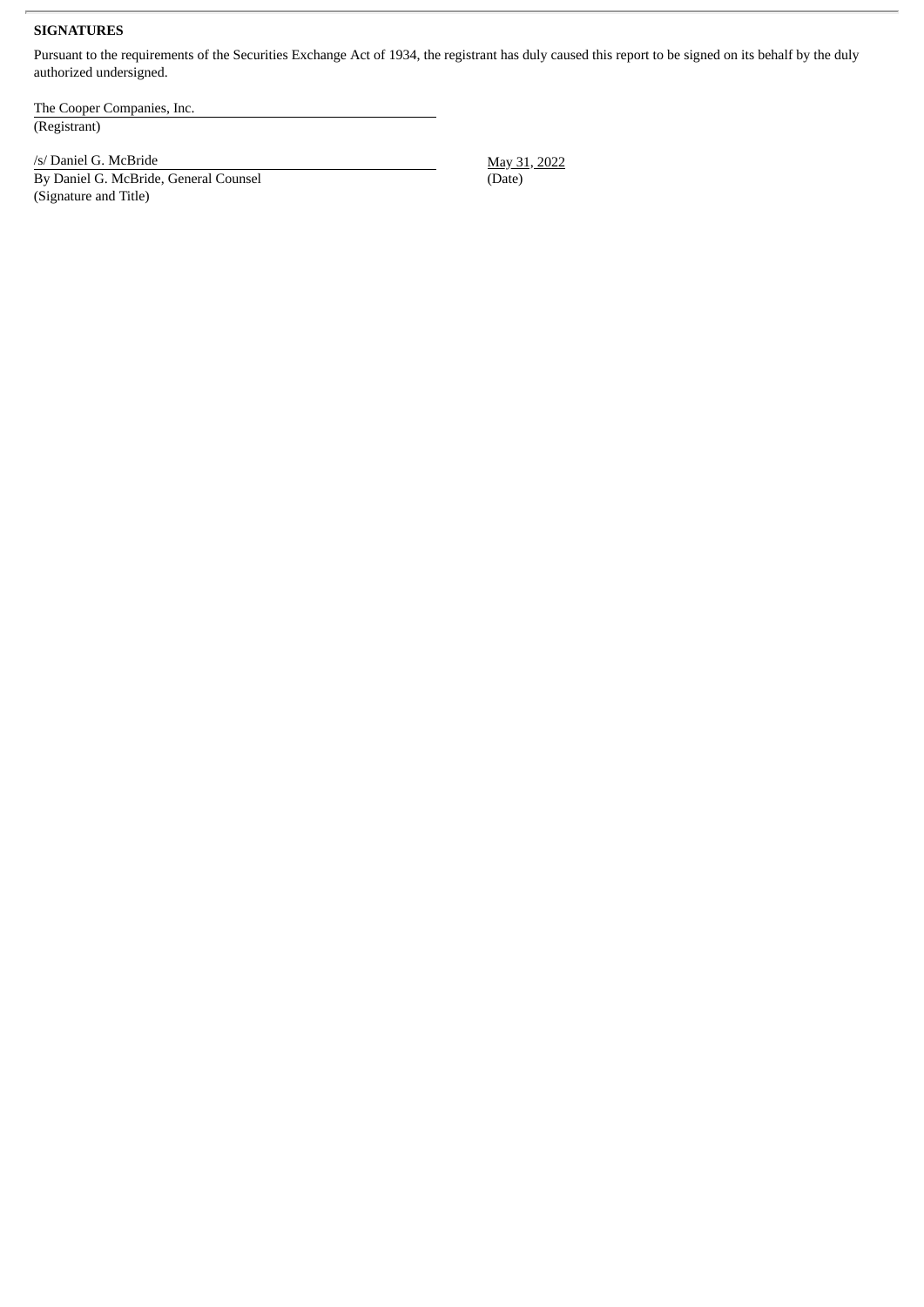**SIGNATURES**

Pursuant to the requirements of the Securities Exchange Act of 1934, the registrant has duly caused this report to be signed on its behalf by the duly authorized undersigned.

The Cooper Companies, Inc.
(Registrant)

/s/ Daniel G. McBride
By Daniel G. McBride, General Counsel
(Signature and Title)

May 31, 2022
(Date)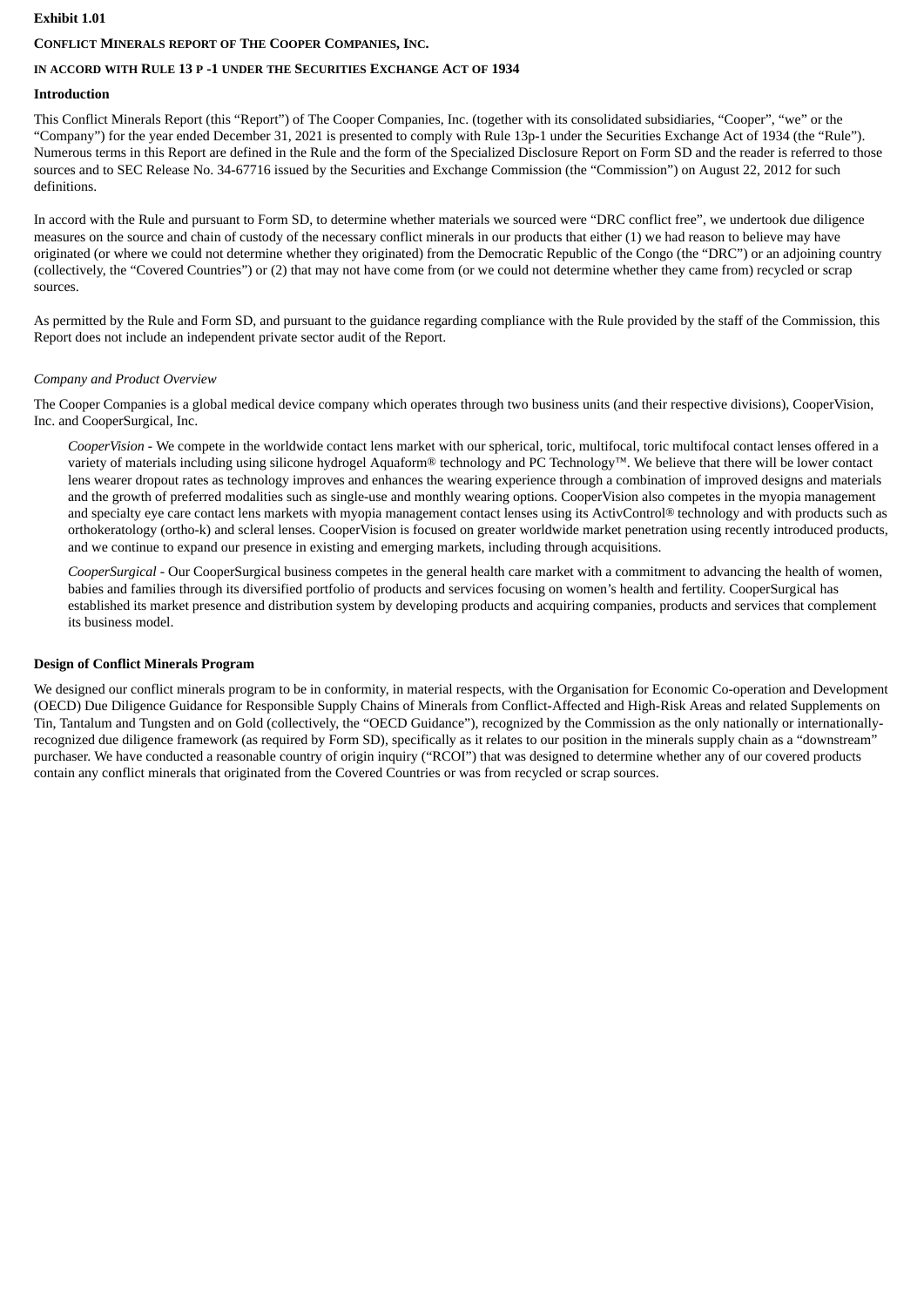**Exhibit 1.01**

**CONFLICT MINERALS REPORT OF THE COOPER COMPANIES, INC.**

**IN ACCORD WITH RULE 13 P -1 UNDER THE SECURITIES EXCHANGE ACT OF 1934**

**Introduction**

This Conflict Minerals Report (this "Report") of The Cooper Companies, Inc. (together with its consolidated subsidiaries, "Cooper", "we" or the "Company") for the year ended December 31, 2021 is presented to comply with Rule 13p-1 under the Securities Exchange Act of 1934 (the "Rule"). Numerous terms in this Report are defined in the Rule and the form of the Specialized Disclosure Report on Form SD and the reader is referred to those sources and to SEC Release No. 34-67716 issued by the Securities and Exchange Commission (the "Commission") on August 22, 2012 for such definitions.

In accord with the Rule and pursuant to Form SD, to determine whether materials we sourced were "DRC conflict free", we undertook due diligence measures on the source and chain of custody of the necessary conflict minerals in our products that either (1) we had reason to believe may have originated (or where we could not determine whether they originated) from the Democratic Republic of the Congo (the "DRC") or an adjoining country (collectively, the "Covered Countries") or (2) that may not have come from (or we could not determine whether they came from) recycled or scrap sources.

As permitted by the Rule and Form SD, and pursuant to the guidance regarding compliance with the Rule provided by the staff of the Commission, this Report does not include an independent private sector audit of the Report.

*Company and Product Overview*

The Cooper Companies is a global medical device company which operates through two business units (and their respective divisions), CooperVision, Inc. and CooperSurgical, Inc.

*CooperVision* - We compete in the worldwide contact lens market with our spherical, toric, multifocal, toric multifocal contact lenses offered in a variety of materials including using silicone hydrogel Aquaform® technology and PC Technology™. We believe that there will be lower contact lens wearer dropout rates as technology improves and enhances the wearing experience through a combination of improved designs and materials and the growth of preferred modalities such as single-use and monthly wearing options. CooperVision also competes in the myopia management and specialty eye care contact lens markets with myopia management contact lenses using its ActivControl® technology and with products such as orthokeratology (ortho-k) and scleral lenses. CooperVision is focused on greater worldwide market penetration using recently introduced products, and we continue to expand our presence in existing and emerging markets, including through acquisitions.

*CooperSurgical* - Our CooperSurgical business competes in the general health care market with a commitment to advancing the health of women, babies and families through its diversified portfolio of products and services focusing on women's health and fertility. CooperSurgical has established its market presence and distribution system by developing products and acquiring companies, products and services that complement its business model.

**Design of Conflict Minerals Program**

We designed our conflict minerals program to be in conformity, in material respects, with the Organisation for Economic Co-operation and Development (OECD) Due Diligence Guidance for Responsible Supply Chains of Minerals from Conflict-Affected and High-Risk Areas and related Supplements on Tin, Tantalum and Tungsten and on Gold (collectively, the "OECD Guidance"), recognized by the Commission as the only nationally or internationally-recognized due diligence framework (as required by Form SD), specifically as it relates to our position in the minerals supply chain as a "downstream" purchaser. We have conducted a reasonable country of origin inquiry ("RCOI") that was designed to determine whether any of our covered products contain any conflict minerals that originated from the Covered Countries or was from recycled or scrap sources.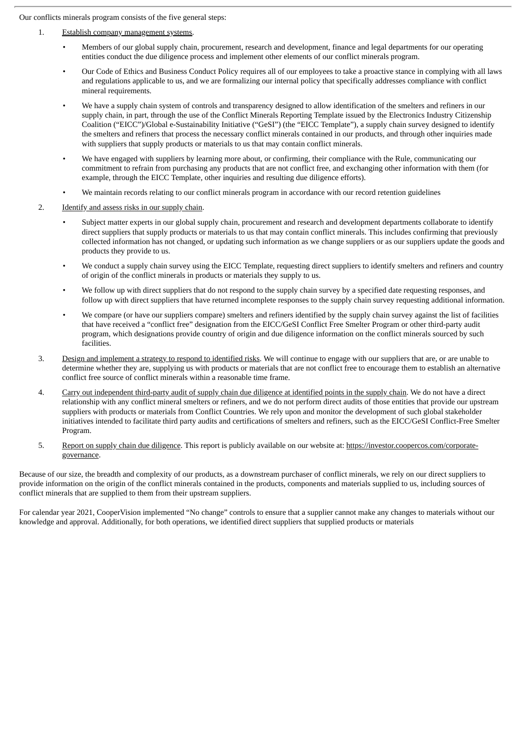Our conflicts minerals program consists of the five general steps:

1. <u>Establish company management systems</u>.
   - Members of our global supply chain, procurement, research and development, finance and legal departments for our operating entities conduct the due diligence process and implement other elements of our conflict minerals program.
   - Our Code of Ethics and Business Conduct Policy requires all of our employees to take a proactive stance in complying with all laws and regulations applicable to us, and we are formalizing our internal policy that specifically addresses compliance with conflict mineral requirements.
   - We have a supply chain system of controls and transparency designed to allow identification of the smelters and refiners in our supply chain, in part, through the use of the Conflict Minerals Reporting Template issued by the Electronics Industry Citizenship Coalition ("EICC")/Global e-Sustainability Initiative ("GeSI") (the "EICC Template"), a supply chain survey designed to identify the smelters and refiners that process the necessary conflict minerals contained in our products, and through other inquiries made with suppliers that supply products or materials to us that may contain conflict minerals.
   - We have engaged with suppliers by learning more about, or confirming, their compliance with the Rule, communicating our commitment to refrain from purchasing any products that are not conflict free, and exchanging other information with them (for example, through the EICC Template, other inquiries and resulting due diligence efforts).
   - We maintain records relating to our conflict minerals program in accordance with our record retention guidelines
2. <u>Identify and assess risks in our supply chain</u>.
   - Subject matter experts in our global supply chain, procurement and research and development departments collaborate to identify direct suppliers that supply products or materials to us that may contain conflict minerals. This includes confirming that previously collected information has not changed, or updating such information as we change suppliers or as our suppliers update the goods and products they provide to us.
   - We conduct a supply chain survey using the EICC Template, requesting direct suppliers to identify smelters and refiners and country of origin of the conflict minerals in products or materials they supply to us.
   - We follow up with direct suppliers that do not respond to the supply chain survey by a specified date requesting responses, and follow up with direct suppliers that have returned incomplete responses to the supply chain survey requesting additional information.
   - We compare (or have our suppliers compare) smelters and refiners identified by the supply chain survey against the list of facilities that have received a "conflict free" designation from the EICC/GeSI Conflict Free Smelter Program or other third-party audit program, which designations provide country of origin and due diligence information on the conflict minerals sourced by such facilities.
3. <u>Design and implement a strategy to respond to identified risks</u>. We will continue to engage with our suppliers that are, or are unable to determine whether they are, supplying us with products or materials that are not conflict free to encourage them to establish an alternative conflict free source of conflict minerals within a reasonable time frame.
4. <u>Carry out independent third-party audit of supply chain due diligence at identified points in the supply chain</u>. We do not have a direct relationship with any conflict mineral smelters or refiners, and we do not perform direct audits of those entities that provide our upstream suppliers with products or materials from Conflict Countries. We rely upon and monitor the development of such global stakeholder initiatives intended to facilitate third party audits and certifications of smelters and refiners, such as the EICC/GeSI Conflict-Free Smelter Program.
5. <u>Report on supply chain due diligence</u>. This report is publicly available on our website at: https://investor.coopercos.com/corporate-governance.

Because of our size, the breadth and complexity of our products, as a downstream purchaser of conflict minerals, we rely on our direct suppliers to provide information on the origin of the conflict minerals contained in the products, components and materials supplied to us, including sources of conflict minerals that are supplied to them from their upstream suppliers.

For calendar year 2021, CooperVision implemented "No change" controls to ensure that a supplier cannot make any changes to materials without our knowledge and approval. Additionally, for both operations, we identified direct suppliers that supplied products or materials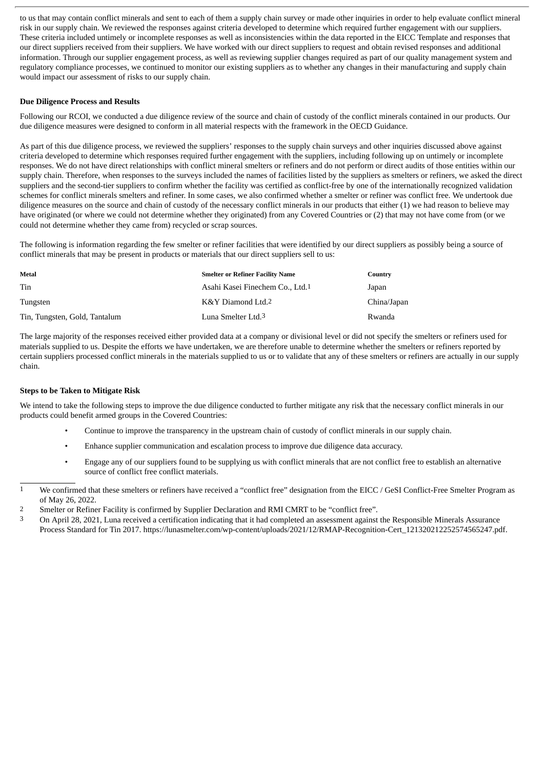to us that may contain conflict minerals and sent to each of them a supply chain survey or made other inquiries in order to help evaluate conflict mineral risk in our supply chain. We reviewed the responses against criteria developed to determine which required further engagement with our suppliers. These criteria included untimely or incomplete responses as well as inconsistencies within the data reported in the EICC Template and responses that our direct suppliers received from their suppliers. We have worked with our direct suppliers to request and obtain revised responses and additional information. Through our supplier engagement process, as well as reviewing supplier changes required as part of our quality management system and regulatory compliance processes, we continued to monitor our existing suppliers as to whether any changes in their manufacturing and supply chain would impact our assessment of risks to our supply chain.

**Due Diligence Process and Results**

Following our RCOI, we conducted a due diligence review of the source and chain of custody of the conflict minerals contained in our products. Our due diligence measures were designed to conform in all material respects with the framework in the OECD Guidance.

As part of this due diligence process, we reviewed the suppliers' responses to the supply chain surveys and other inquiries discussed above against criteria developed to determine which responses required further engagement with the suppliers, including following up on untimely or incomplete responses. We do not have direct relationships with conflict mineral smelters or refiners and do not perform or direct audits of those entities within our supply chain. Therefore, when responses to the surveys included the names of facilities listed by the suppliers as smelters or refiners, we asked the direct suppliers and the second-tier suppliers to confirm whether the facility was certified as conflict-free by one of the internationally recognized validation schemes for conflict minerals smelters and refiner. In some cases, we also confirmed whether a smelter or refiner was conflict free. We undertook due diligence measures on the source and chain of custody of the necessary conflict minerals in our products that either (1) we had reason to believe may have originated (or where we could not determine whether they originated) from any Covered Countries or (2) that may not have come from (or we could not determine whether they came from) recycled or scrap sources.

The following is information regarding the few smelter or refiner facilities that were identified by our direct suppliers as possibly being a source of conflict minerals that may be present in products or materials that our direct suppliers sell to us:

| Metal | Smelter or Refiner Facility Name | Country |
|---|---|---|
| Tin | Asahi Kasei Finechem Co., Ltd.[1] | Japan |
| Tungsten | K&Y Diamond Ltd.[2] | China/Japan |
| Tin, Tungsten, Gold, Tantalum | Luna Smelter Ltd.[3] | Rwanda |

The large majority of the responses received either provided data at a company or divisional level or did not specify the smelters or refiners used for materials supplied to us. Despite the efforts we have undertaken, we are therefore unable to determine whether the smelters or refiners reported by certain suppliers processed conflict minerals in the materials supplied to us or to validate that any of these smelters or refiners are actually in our supply chain.

**Steps to be Taken to Mitigate Risk**

We intend to take the following steps to improve the due diligence conducted to further mitigate any risk that the necessary conflict minerals in our products could benefit armed groups in the Covered Countries:

- Continue to improve the transparency in the upstream chain of custody of conflict minerals in our supply chain.
- Enhance supplier communication and escalation process to improve due diligence data accuracy.
- Engage any of our suppliers found to be supplying us with conflict minerals that are not conflict free to establish an alternative source of conflict free conflict materials.

---

[1] We confirmed that these smelters or refiners have received a "conflict free" designation from the EICC / GeSI Conflict-Free Smelter Program as of May 26, 2022.

[2] Smelter or Refiner Facility is confirmed by Supplier Declaration and RMI CMRT to be "conflict free".

[3] On April 28, 2021, Luna received a certification indicating that it had completed an assessment against the Responsible Minerals Assurance Process Standard for Tin 2017. https://lunasmelter.com/wp-content/uploads/2021/12/RMAP-Recognition-Cert_121320212252574565247.pdf.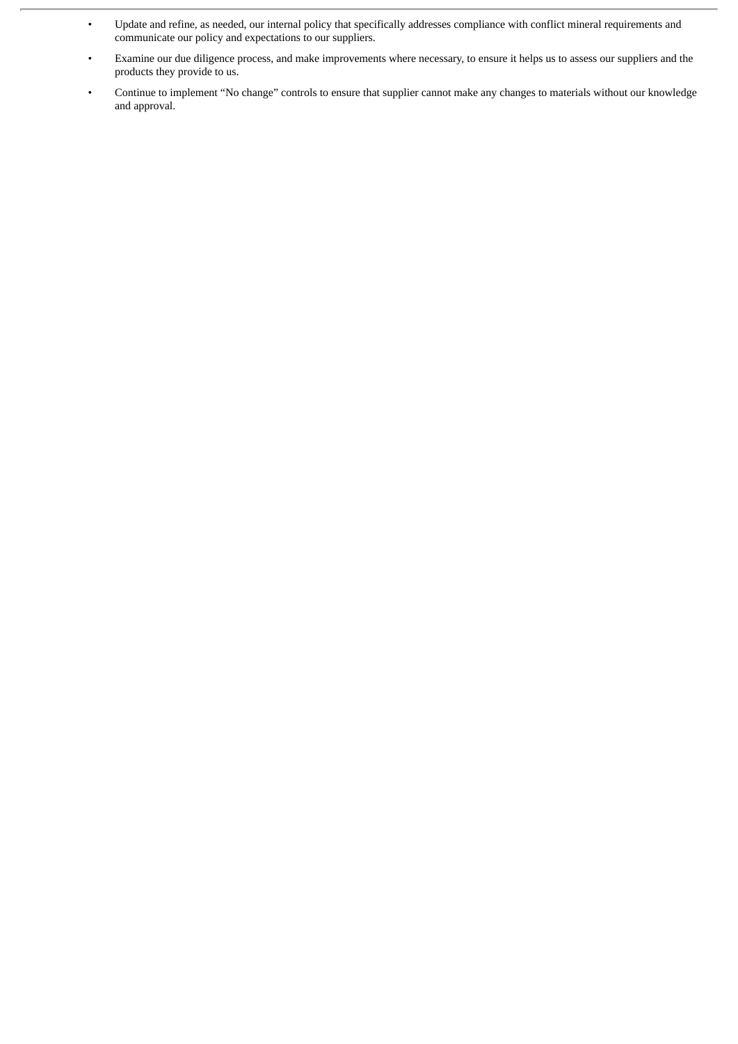- Update and refine, as needed, our internal policy that specifically addresses compliance with conflict mineral requirements and communicate our policy and expectations to our suppliers.
- Examine our due diligence process, and make improvements where necessary, to ensure it helps us to assess our suppliers and the products they provide to us.
- Continue to implement "No change" controls to ensure that supplier cannot make any changes to materials without our knowledge and approval.